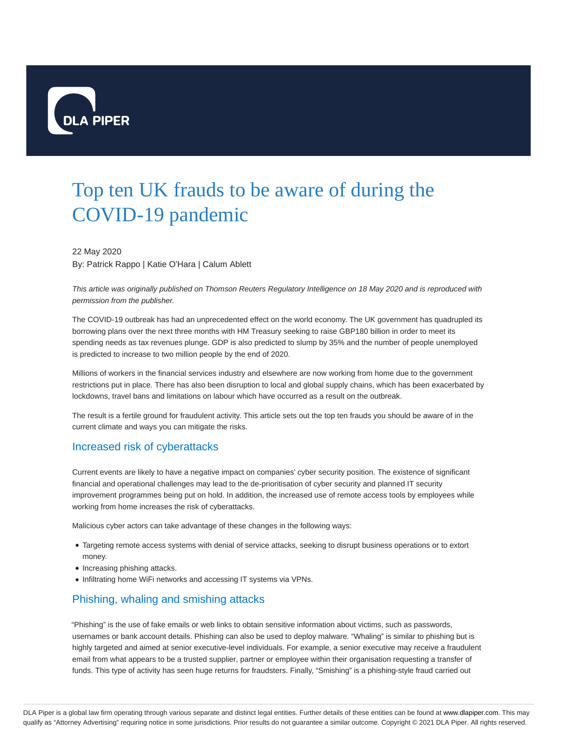DLA PIPER

# Top ten UK frauds to be aware of during the COVID-19 pandemic

22 May 2020

By: Patrick Rappo | Katie O'Hara | Calum Ablett

*This article was originally published on Thomson Reuters Regulatory Intelligence on 18 May 2020 and is reproduced with permission from the publisher.*

The COVID-19 outbreak has had an unprecedented effect on the world economy. The UK government has quadrupled its borrowing plans over the next three months with HM Treasury seeking to raise GBP180 billion in order to meet its spending needs as tax revenues plunge. GDP is also predicted to slump by 35% and the number of people unemployed is predicted to increase to two million people by the end of 2020.

Millions of workers in the financial services industry and elsewhere are now working from home due to the government restrictions put in place. There has also been disruption to local and global supply chains, which has been exacerbated by lockdowns, travel bans and limitations on labour which have occurred as a result on the outbreak.

The result is a fertile ground for fraudulent activity. This article sets out the top ten frauds you should be aware of in the current climate and ways you can mitigate the risks.

## Increased risk of cyberattacks

Current events are likely to have a negative impact on companies' cyber security position. The existence of significant financial and operational challenges may lead to the de-prioritisation of cyber security and planned IT security improvement programmes being put on hold. In addition, the increased use of remote access tools by employees while working from home increases the risk of cyberattacks.

Malicious cyber actors can take advantage of these changes in the following ways:

- Targeting remote access systems with denial of service attacks, seeking to disrupt business operations or to extort money.
- Increasing phishing attacks.
- Infiltrating home WiFi networks and accessing IT systems via VPNs.

## Phishing, whaling and smishing attacks

"Phishing" is the use of fake emails or web links to obtain sensitive information about victims, such as passwords, usernames or bank account details. Phishing can also be used to deploy malware. "Whaling" is similar to phishing but is highly targeted and aimed at senior executive-level individuals. For example, a senior executive may receive a fraudulent email from what appears to be a trusted supplier, partner or employee within their organisation requesting a transfer of funds. This type of activity has seen huge returns for fraudsters. Finally, "Smishing" is a phishing-style fraud carried out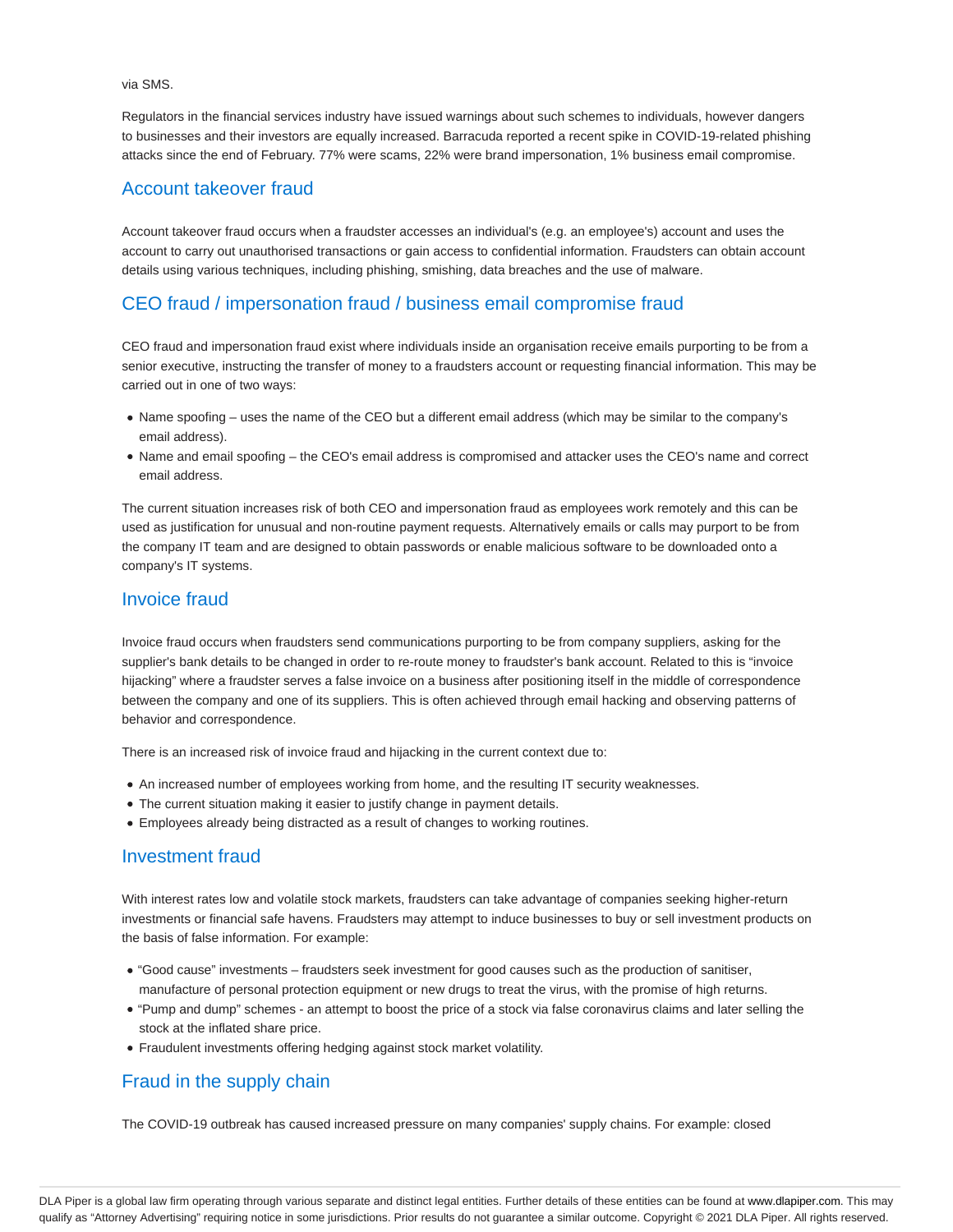via SMS.

Regulators in the financial services industry have issued warnings about such schemes to individuals, however dangers to businesses and their investors are equally increased. Barracuda reported a recent spike in COVID-19-related phishing attacks since the end of February. 77% were scams, 22% were brand impersonation, 1% business email compromise.

## Account takeover fraud

Account takeover fraud occurs when a fraudster accesses an individual's (e.g. an employee's) account and uses the account to carry out unauthorised transactions or gain access to confidential information. Fraudsters can obtain account details using various techniques, including phishing, smishing, data breaches and the use of malware.

## CEO fraud / impersonation fraud / business email compromise fraud

CEO fraud and impersonation fraud exist where individuals inside an organisation receive emails purporting to be from a senior executive, instructing the transfer of money to a fraudsters account or requesting financial information. This may be carried out in one of two ways:

- Name spoofing – uses the name of the CEO but a different email address (which may be similar to the company's email address).
- Name and email spoofing – the CEO's email address is compromised and attacker uses the CEO's name and correct email address.

The current situation increases risk of both CEO and impersonation fraud as employees work remotely and this can be used as justification for unusual and non-routine payment requests. Alternatively emails or calls may purport to be from the company IT team and are designed to obtain passwords or enable malicious software to be downloaded onto a company's IT systems.

## Invoice fraud

Invoice fraud occurs when fraudsters send communications purporting to be from company suppliers, asking for the supplier's bank details to be changed in order to re-route money to fraudster's bank account. Related to this is "invoice hijacking" where a fraudster serves a false invoice on a business after positioning itself in the middle of correspondence between the company and one of its suppliers. This is often achieved through email hacking and observing patterns of behavior and correspondence.

There is an increased risk of invoice fraud and hijacking in the current context due to:

- An increased number of employees working from home, and the resulting IT security weaknesses.
- The current situation making it easier to justify change in payment details.
- Employees already being distracted as a result of changes to working routines.

## Investment fraud

With interest rates low and volatile stock markets, fraudsters can take advantage of companies seeking higher-return investments or financial safe havens. Fraudsters may attempt to induce businesses to buy or sell investment products on the basis of false information. For example:

- "Good cause" investments – fraudsters seek investment for good causes such as the production of sanitiser, manufacture of personal protection equipment or new drugs to treat the virus, with the promise of high returns.
- "Pump and dump" schemes - an attempt to boost the price of a stock via false coronavirus claims and later selling the stock at the inflated share price.
- Fraudulent investments offering hedging against stock market volatility.

## Fraud in the supply chain

The COVID-19 outbreak has caused increased pressure on many companies' supply chains. For example: closed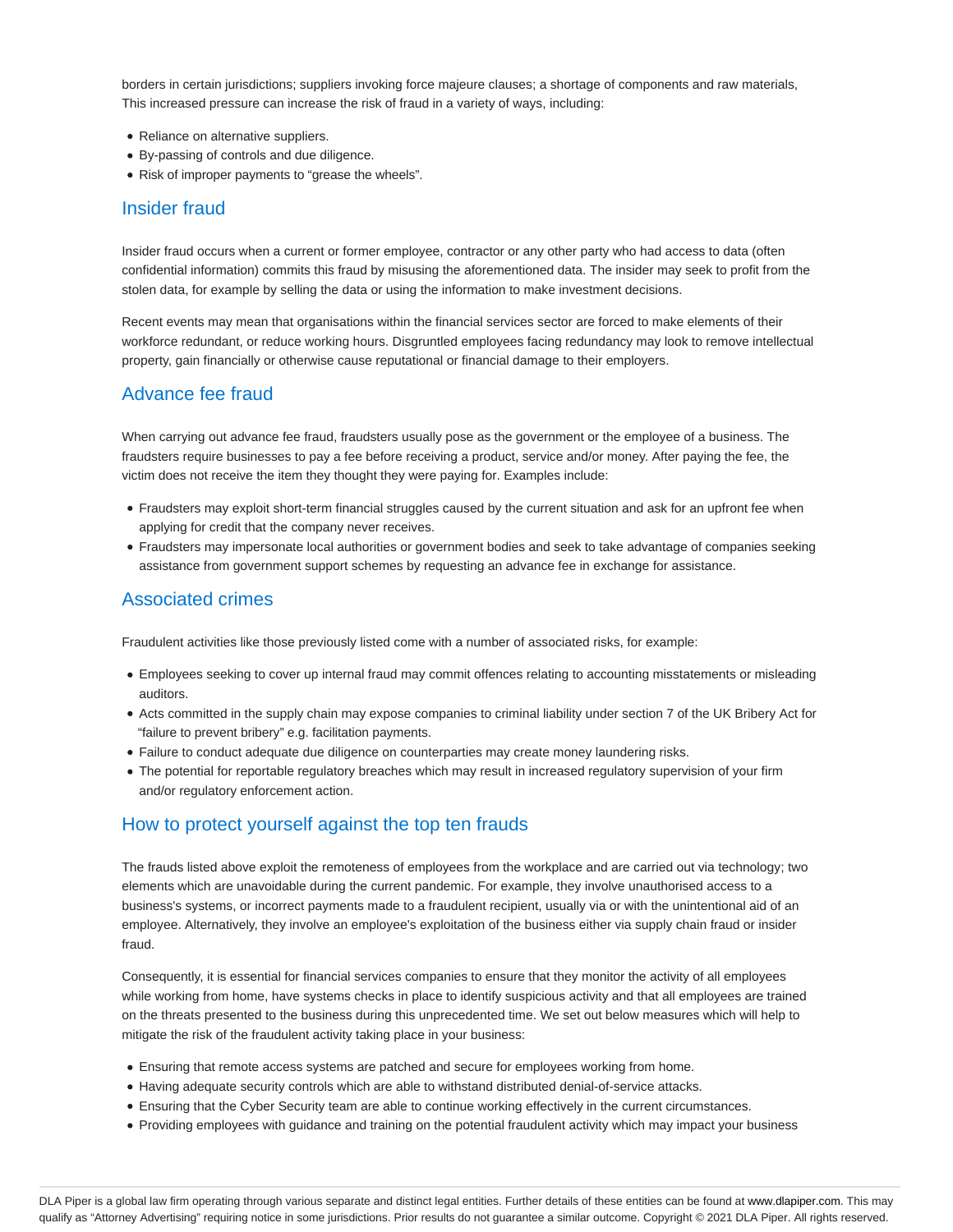borders in certain jurisdictions; suppliers invoking force majeure clauses; a shortage of components and raw materials, This increased pressure can increase the risk of fraud in a variety of ways, including:

- Reliance on alternative suppliers.
- By-passing of controls and due diligence.
- Risk of improper payments to "grease the wheels".

## Insider fraud

Insider fraud occurs when a current or former employee, contractor or any other party who had access to data (often confidential information) commits this fraud by misusing the aforementioned data. The insider may seek to profit from the stolen data, for example by selling the data or using the information to make investment decisions.

Recent events may mean that organisations within the financial services sector are forced to make elements of their workforce redundant, or reduce working hours. Disgruntled employees facing redundancy may look to remove intellectual property, gain financially or otherwise cause reputational or financial damage to their employers.

## Advance fee fraud

When carrying out advance fee fraud, fraudsters usually pose as the government or the employee of a business. The fraudsters require businesses to pay a fee before receiving a product, service and/or money. After paying the fee, the victim does not receive the item they thought they were paying for. Examples include:

- Fraudsters may exploit short-term financial struggles caused by the current situation and ask for an upfront fee when applying for credit that the company never receives.
- Fraudsters may impersonate local authorities or government bodies and seek to take advantage of companies seeking assistance from government support schemes by requesting an advance fee in exchange for assistance.

## Associated crimes

Fraudulent activities like those previously listed come with a number of associated risks, for example:

- Employees seeking to cover up internal fraud may commit offences relating to accounting misstatements or misleading auditors.
- Acts committed in the supply chain may expose companies to criminal liability under section 7 of the UK Bribery Act for "failure to prevent bribery" e.g. facilitation payments.
- Failure to conduct adequate due diligence on counterparties may create money laundering risks.
- The potential for reportable regulatory breaches which may result in increased regulatory supervision of your firm and/or regulatory enforcement action.

## How to protect yourself against the top ten frauds

The frauds listed above exploit the remoteness of employees from the workplace and are carried out via technology; two elements which are unavoidable during the current pandemic. For example, they involve unauthorised access to a business's systems, or incorrect payments made to a fraudulent recipient, usually via or with the unintentional aid of an employee. Alternatively, they involve an employee's exploitation of the business either via supply chain fraud or insider fraud.

Consequently, it is essential for financial services companies to ensure that they monitor the activity of all employees while working from home, have systems checks in place to identify suspicious activity and that all employees are trained on the threats presented to the business during this unprecedented time. We set out below measures which will help to mitigate the risk of the fraudulent activity taking place in your business:

- Ensuring that remote access systems are patched and secure for employees working from home.
- Having adequate security controls which are able to withstand distributed denial-of-service attacks.
- Ensuring that the Cyber Security team are able to continue working effectively in the current circumstances.
- Providing employees with guidance and training on the potential fraudulent activity which may impact your business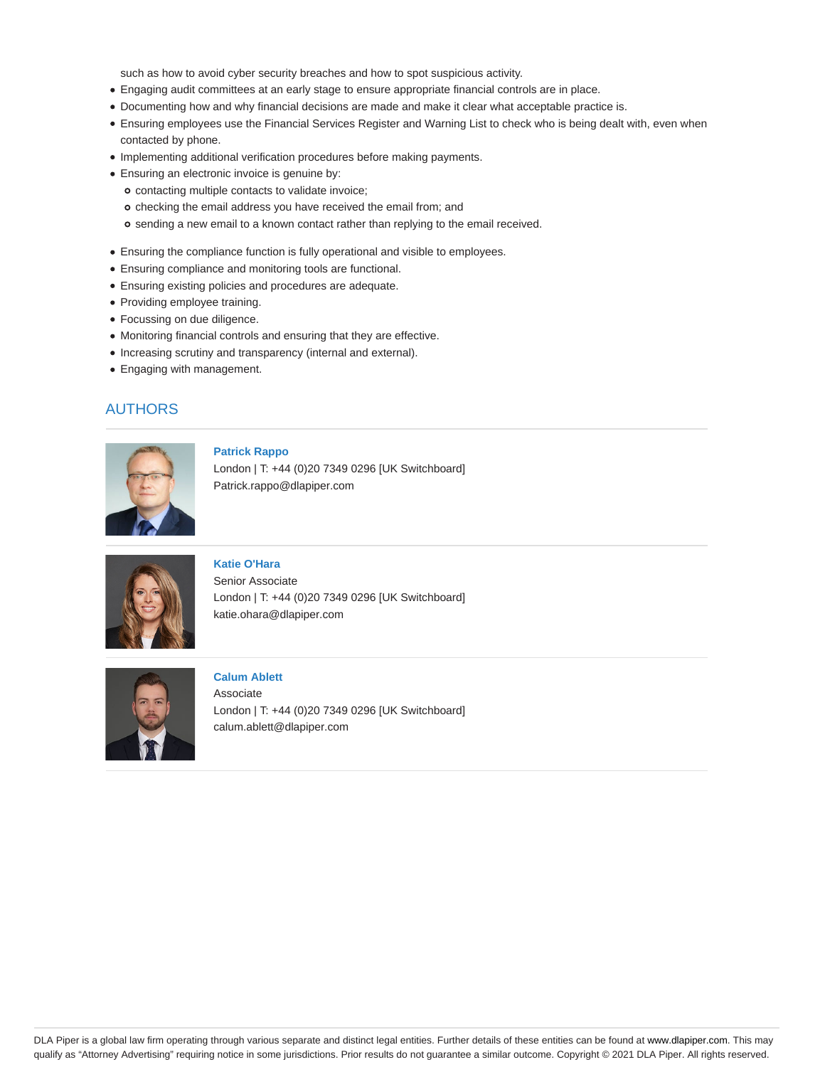such as how to avoid cyber security breaches and how to spot suspicious activity.

- Engaging audit committees at an early stage to ensure appropriate financial controls are in place.
- Documenting how and why financial decisions are made and make it clear what acceptable practice is.
- Ensuring employees use the Financial Services Register and Warning List to check who is being dealt with, even when contacted by phone.
- Implementing additional verification procedures before making payments.
- Ensuring an electronic invoice is genuine by:
  - contacting multiple contacts to validate invoice;
  - checking the email address you have received the email from; and
  - sending a new email to a known contact rather than replying to the email received.

- Ensuring the compliance function is fully operational and visible to employees.
- Ensuring compliance and monitoring tools are functional.
- Ensuring existing policies and procedures are adequate.
- Providing employee training.
- Focussing on due diligence.
- Monitoring financial controls and ensuring that they are effective.
- Increasing scrutiny and transparency (internal and external).
- Engaging with management.

## AUTHORS

**Patrick Rappo**
London | T: +44 (0)20 7349 0296 [UK Switchboard]
Patrick.rappo@dlapiper.com

**Katie O'Hara**
Senior Associate
London | T: +44 (0)20 7349 0296 [UK Switchboard]
katie.ohara@dlapiper.com

**Calum Ablett**
Associate
London | T: +44 (0)20 7349 0296 [UK Switchboard]
calum.ablett@dlapiper.com

DLA Piper is a global law firm operating through various separate and distinct legal entities. Further details of these entities can be found at www.dlapiper.com. This may qualify as "Attorney Advertising" requiring notice in some jurisdictions. Prior results do not guarantee a similar outcome. Copyright © 2021 DLA Piper. All rights reserved.